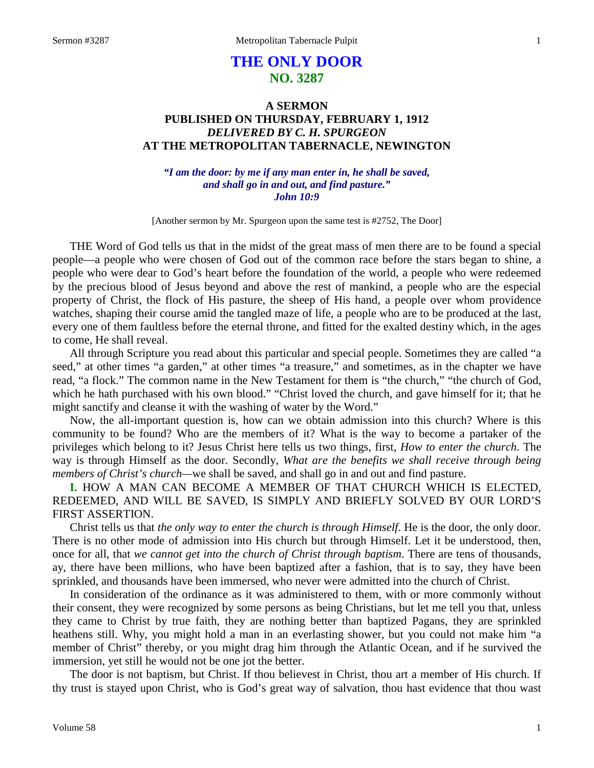# THE ONLY DOOR
## NO. 3287

### A SERMON
### PUBLISHED ON THURSDAY, FEBRUARY 1, 1912
### *DELIVERED BY C. H. SPURGEON*
### AT THE METROPOLITAN TABERNACLE, NEWINGTON

***"I am the door: by me if any man enter in, he shall be saved, and shall go in and out, and find pasture." John 10:9***

[Another sermon by Mr. Spurgeon upon the same test is #2752, The Door]

THE Word of God tells us that in the midst of the great mass of men there are to be found a special people—a people who were chosen of God out of the common race before the stars began to shine, a people who were dear to God's heart before the foundation of the world, a people who were redeemed by the precious blood of Jesus beyond and above the rest of mankind, a people who are the especial property of Christ, the flock of His pasture, the sheep of His hand, a people over whom providence watches, shaping their course amid the tangled maze of life, a people who are to be produced at the last, every one of them faultless before the eternal throne, and fitted for the exalted destiny which, in the ages to come, He shall reveal.

All through Scripture you read about this particular and special people. Sometimes they are called "a seed," at other times "a garden," at other times "a treasure," and sometimes, as in the chapter we have read, "a flock." The common name in the New Testament for them is "the church," "the church of God, which he hath purchased with his own blood." "Christ loved the church, and gave himself for it; that he might sanctify and cleanse it with the washing of water by the Word."

Now, the all-important question is, how can we obtain admission into this church? Where is this community to be found? Who are the members of it? What is the way to become a partaker of the privileges which belong to it? Jesus Christ here tells us two things, first, *How to enter the church*. The way is through Himself as the door. Secondly, *What are the benefits we shall receive through being members of Christ's church*—we shall be saved, and shall go in and out and find pasture.

**I.** HOW A MAN CAN BECOME A MEMBER OF THAT CHURCH WHICH IS ELECTED, REDEEMED, AND WILL BE SAVED, IS SIMPLY AND BRIEFLY SOLVED BY OUR LORD'S FIRST ASSERTION.

Christ tells us that *the only way to enter the church is through Himself*. He is the door, the only door. There is no other mode of admission into His church but through Himself. Let it be understood, then, once for all, that *we cannot get into the church of Christ through baptism*. There are tens of thousands, ay, there have been millions, who have been baptized after a fashion, that is to say, they have been sprinkled, and thousands have been immersed, who never were admitted into the church of Christ.

In consideration of the ordinance as it was administered to them, with or more commonly without their consent, they were recognized by some persons as being Christians, but let me tell you that, unless they came to Christ by true faith, they are nothing better than baptized Pagans, they are sprinkled heathens still. Why, you might hold a man in an everlasting shower, but you could not make him "a member of Christ" thereby, or you might drag him through the Atlantic Ocean, and if he survived the immersion, yet still he would not be one jot the better.

The door is not baptism, but Christ. If thou believest in Christ, thou art a member of His church. If thy trust is stayed upon Christ, who is God's great way of salvation, thou hast evidence that thou wast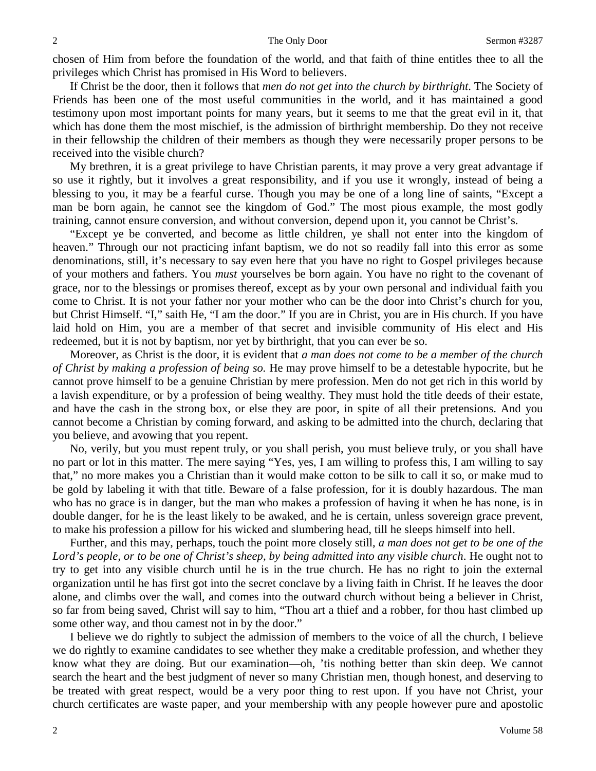chosen of Him from before the foundation of the world, and that faith of thine entitles thee to all the privileges which Christ has promised in His Word to believers.

If Christ be the door, then it follows that *men do not get into the church by birthright*. The Society of Friends has been one of the most useful communities in the world, and it has maintained a good testimony upon most important points for many years, but it seems to me that the great evil in it, that which has done them the most mischief, is the admission of birthright membership. Do they not receive in their fellowship the children of their members as though they were necessarily proper persons to be received into the visible church?

My brethren, it is a great privilege to have Christian parents, it may prove a very great advantage if so use it rightly, but it involves a great responsibility, and if you use it wrongly, instead of being a blessing to you, it may be a fearful curse. Though you may be one of a long line of saints, "Except a man be born again, he cannot see the kingdom of God." The most pious example, the most godly training, cannot ensure conversion, and without conversion, depend upon it, you cannot be Christ's.

"Except ye be converted, and become as little children, ye shall not enter into the kingdom of heaven." Through our not practicing infant baptism, we do not so readily fall into this error as some denominations, still, it's necessary to say even here that you have no right to Gospel privileges because of your mothers and fathers. You *must* yourselves be born again. You have no right to the covenant of grace, nor to the blessings or promises thereof, except as by your own personal and individual faith you come to Christ. It is not your father nor your mother who can be the door into Christ's church for you, but Christ Himself. "I," saith He, "I am the door." If you are in Christ, you are in His church. If you have laid hold on Him, you are a member of that secret and invisible community of His elect and His redeemed, but it is not by baptism, nor yet by birthright, that you can ever be so.

Moreover, as Christ is the door, it is evident that *a man does not come to be a member of the church of Christ by making a profession of being so.* He may prove himself to be a detestable hypocrite, but he cannot prove himself to be a genuine Christian by mere profession. Men do not get rich in this world by a lavish expenditure, or by a profession of being wealthy. They must hold the title deeds of their estate, and have the cash in the strong box, or else they are poor, in spite of all their pretensions. And you cannot become a Christian by coming forward, and asking to be admitted into the church, declaring that you believe, and avowing that you repent.

No, verily, but you must repent truly, or you shall perish, you must believe truly, or you shall have no part or lot in this matter. The mere saying "Yes, yes, I am willing to profess this, I am willing to say that," no more makes you a Christian than it would make cotton to be silk to call it so, or make mud to be gold by labeling it with that title. Beware of a false profession, for it is doubly hazardous. The man who has no grace is in danger, but the man who makes a profession of having it when he has none, is in double danger, for he is the least likely to be awaked, and he is certain, unless sovereign grace prevent, to make his profession a pillow for his wicked and slumbering head, till he sleeps himself into hell.

Further, and this may, perhaps, touch the point more closely still, *a man does not get to be one of the Lord's people, or to be one of Christ's sheep, by being admitted into any visible church*. He ought not to try to get into any visible church until he is in the true church. He has no right to join the external organization until he has first got into the secret conclave by a living faith in Christ. If he leaves the door alone, and climbs over the wall, and comes into the outward church without being a believer in Christ, so far from being saved, Christ will say to him, "Thou art a thief and a robber, for thou hast climbed up some other way, and thou camest not in by the door."

I believe we do rightly to subject the admission of members to the voice of all the church, I believe we do rightly to examine candidates to see whether they make a creditable profession, and whether they know what they are doing. But our examination—oh, 'tis nothing better than skin deep. We cannot search the heart and the best judgment of never so many Christian men, though honest, and deserving to be treated with great respect, would be a very poor thing to rest upon. If you have not Christ, your church certificates are waste paper, and your membership with any people however pure and apostolic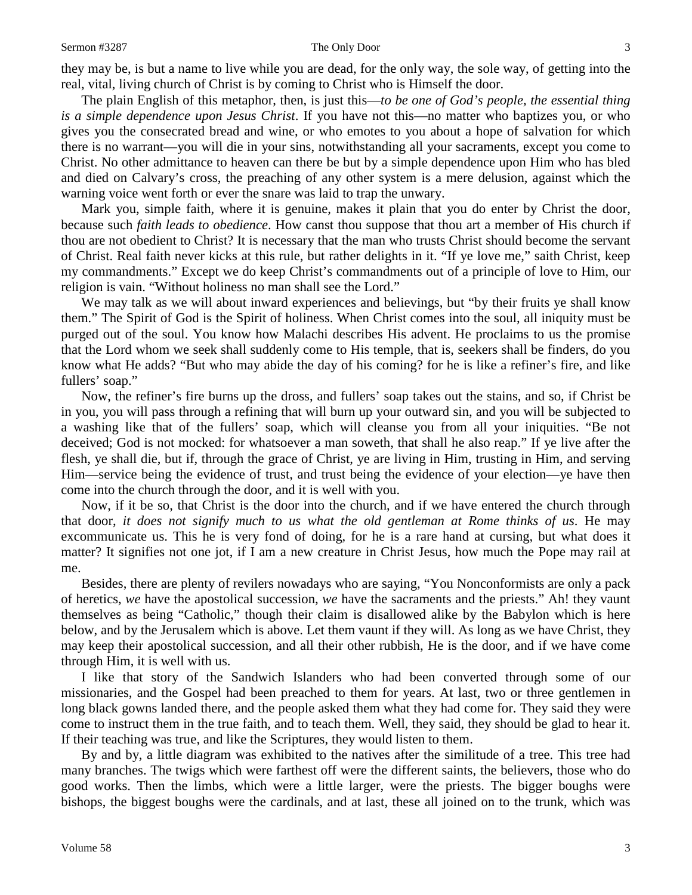they may be, is but a name to live while you are dead, for the only way, the sole way, of getting into the real, vital, living church of Christ is by coming to Christ who is Himself the door.

The plain English of this metaphor, then, is just this—*to be one of God's people, the essential thing is a simple dependence upon Jesus Christ*. If you have not this—no matter who baptizes you, or who gives you the consecrated bread and wine, or who emotes to you about a hope of salvation for which there is no warrant—you will die in your sins, notwithstanding all your sacraments, except you come to Christ. No other admittance to heaven can there be but by a simple dependence upon Him who has bled and died on Calvary's cross, the preaching of any other system is a mere delusion, against which the warning voice went forth or ever the snare was laid to trap the unwary.

Mark you, simple faith, where it is genuine, makes it plain that you do enter by Christ the door, because such *faith leads to obedience*. How canst thou suppose that thou art a member of His church if thou are not obedient to Christ? It is necessary that the man who trusts Christ should become the servant of Christ. Real faith never kicks at this rule, but rather delights in it. "If ye love me," saith Christ, keep my commandments." Except we do keep Christ's commandments out of a principle of love to Him, our religion is vain. "Without holiness no man shall see the Lord."

We may talk as we will about inward experiences and believings, but "by their fruits ye shall know them." The Spirit of God is the Spirit of holiness. When Christ comes into the soul, all iniquity must be purged out of the soul. You know how Malachi describes His advent. He proclaims to us the promise that the Lord whom we seek shall suddenly come to His temple, that is, seekers shall be finders, do you know what He adds? "But who may abide the day of his coming? for he is like a refiner's fire, and like fullers' soap."

Now, the refiner's fire burns up the dross, and fullers' soap takes out the stains, and so, if Christ be in you, you will pass through a refining that will burn up your outward sin, and you will be subjected to a washing like that of the fullers' soap, which will cleanse you from all your iniquities. "Be not deceived; God is not mocked: for whatsoever a man soweth, that shall he also reap." If ye live after the flesh, ye shall die, but if, through the grace of Christ, ye are living in Him, trusting in Him, and serving Him—service being the evidence of trust, and trust being the evidence of your election—ye have then come into the church through the door, and it is well with you.

Now, if it be so, that Christ is the door into the church, and if we have entered the church through that door, *it does not signify much to us what the old gentleman at Rome thinks of us*. He may excommunicate us. This he is very fond of doing, for he is a rare hand at cursing, but what does it matter? It signifies not one jot, if I am a new creature in Christ Jesus, how much the Pope may rail at me.

Besides, there are plenty of revilers nowadays who are saying, "You Nonconformists are only a pack of heretics, *we* have the apostolical succession, *we* have the sacraments and the priests." Ah! they vaunt themselves as being "Catholic," though their claim is disallowed alike by the Babylon which is here below, and by the Jerusalem which is above. Let them vaunt if they will. As long as we have Christ, they may keep their apostolical succession, and all their other rubbish, He is the door, and if we have come through Him, it is well with us.

I like that story of the Sandwich Islanders who had been converted through some of our missionaries, and the Gospel had been preached to them for years. At last, two or three gentlemen in long black gowns landed there, and the people asked them what they had come for. They said they were come to instruct them in the true faith, and to teach them. Well, they said, they should be glad to hear it. If their teaching was true, and like the Scriptures, they would listen to them.

By and by, a little diagram was exhibited to the natives after the similitude of a tree. This tree had many branches. The twigs which were farthest off were the different saints, the believers, those who do good works. Then the limbs, which were a little larger, were the priests. The bigger boughs were bishops, the biggest boughs were the cardinals, and at last, these all joined on to the trunk, which was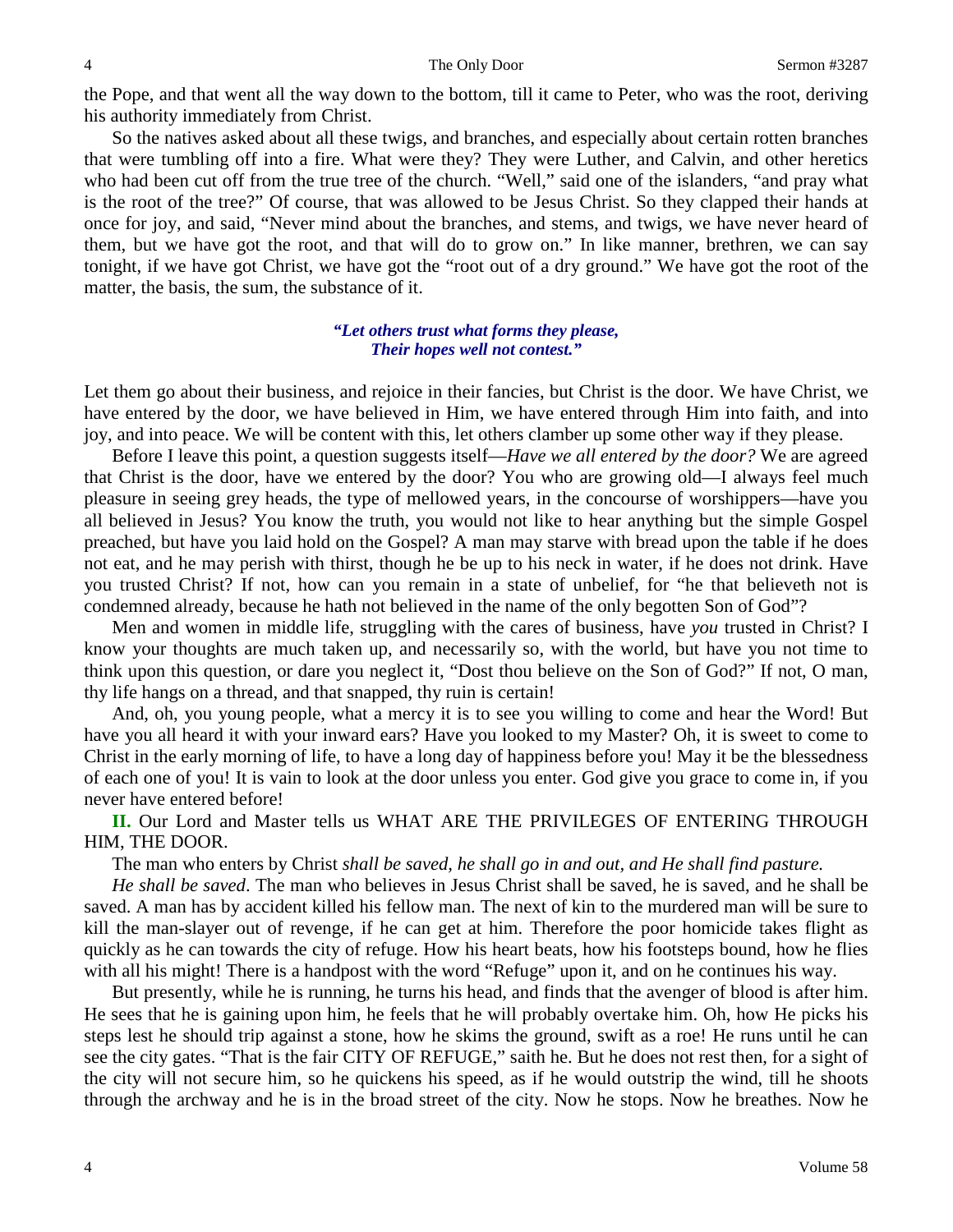the Pope, and that went all the way down to the bottom, till it came to Peter, who was the root, deriving his authority immediately from Christ.

So the natives asked about all these twigs, and branches, and especially about certain rotten branches that were tumbling off into a fire. What were they? They were Luther, and Calvin, and other heretics who had been cut off from the true tree of the church. "Well," said one of the islanders, "and pray what is the root of the tree?" Of course, that was allowed to be Jesus Christ. So they clapped their hands at once for joy, and said, "Never mind about the branches, and stems, and twigs, we have never heard of them, but we have got the root, and that will do to grow on." In like manner, brethren, we can say tonight, if we have got Christ, we have got the "root out of a dry ground." We have got the root of the matter, the basis, the sum, the substance of it.

*"Let others trust what forms they please,*
*Their hopes well not contest."*

Let them go about their business, and rejoice in their fancies, but Christ is the door. We have Christ, we have entered by the door, we have believed in Him, we have entered through Him into faith, and into joy, and into peace. We will be content with this, let others clamber up some other way if they please.

Before I leave this point, a question suggests itself—*Have we all entered by the door?* We are agreed that Christ is the door, have we entered by the door? You who are growing old—I always feel much pleasure in seeing grey heads, the type of mellowed years, in the concourse of worshippers—have you all believed in Jesus? You know the truth, you would not like to hear anything but the simple Gospel preached, but have you laid hold on the Gospel? A man may starve with bread upon the table if he does not eat, and he may perish with thirst, though he be up to his neck in water, if he does not drink. Have you trusted Christ? If not, how can you remain in a state of unbelief, for "he that believeth not is condemned already, because he hath not believed in the name of the only begotten Son of God"?

Men and women in middle life, struggling with the cares of business, have *you* trusted in Christ? I know your thoughts are much taken up, and necessarily so, with the world, but have you not time to think upon this question, or dare you neglect it, "Dost thou believe on the Son of God?" If not, O man, thy life hangs on a thread, and that snapped, thy ruin is certain!

And, oh, you young people, what a mercy it is to see you willing to come and hear the Word! But have you all heard it with your inward ears? Have you looked to my Master? Oh, it is sweet to come to Christ in the early morning of life, to have a long day of happiness before you! May it be the blessedness of each one of you! It is vain to look at the door unless you enter. God give you grace to come in, if you never have entered before!

**II.** Our Lord and Master tells us WHAT ARE THE PRIVILEGES OF ENTERING THROUGH HIM, THE DOOR.

The man who enters by Christ *shall be saved, he shall go in and out, and He shall find pasture.*

*He shall be saved*. The man who believes in Jesus Christ shall be saved, he is saved, and he shall be saved. A man has by accident killed his fellow man. The next of kin to the murdered man will be sure to kill the man-slayer out of revenge, if he can get at him. Therefore the poor homicide takes flight as quickly as he can towards the city of refuge. How his heart beats, how his footsteps bound, how he flies with all his might! There is a handpost with the word "Refuge" upon it, and on he continues his way.

But presently, while he is running, he turns his head, and finds that the avenger of blood is after him. He sees that he is gaining upon him, he feels that he will probably overtake him. Oh, how He picks his steps lest he should trip against a stone, how he skims the ground, swift as a roe! He runs until he can see the city gates. "That is the fair CITY OF REFUGE," saith he. But he does not rest then, for a sight of the city will not secure him, so he quickens his speed, as if he would outstrip the wind, till he shoots through the archway and he is in the broad street of the city. Now he stops. Now he breathes. Now he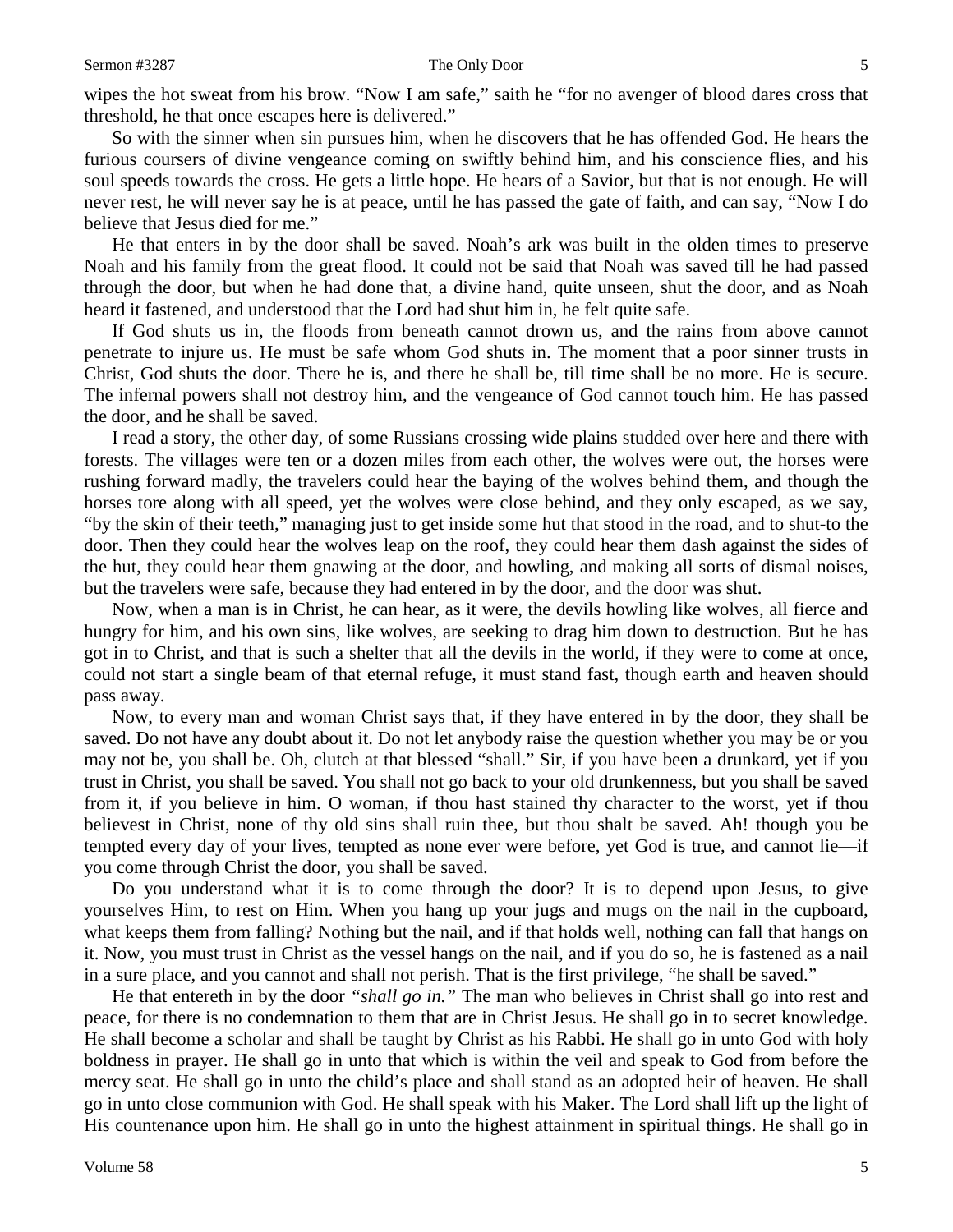wipes the hot sweat from his brow. "Now I am safe," saith he "for no avenger of blood dares cross that threshold, he that once escapes here is delivered."

So with the sinner when sin pursues him, when he discovers that he has offended God. He hears the furious coursers of divine vengeance coming on swiftly behind him, and his conscience flies, and his soul speeds towards the cross. He gets a little hope. He hears of a Savior, but that is not enough. He will never rest, he will never say he is at peace, until he has passed the gate of faith, and can say, "Now I do believe that Jesus died for me."

He that enters in by the door shall be saved. Noah's ark was built in the olden times to preserve Noah and his family from the great flood. It could not be said that Noah was saved till he had passed through the door, but when he had done that, a divine hand, quite unseen, shut the door, and as Noah heard it fastened, and understood that the Lord had shut him in, he felt quite safe.

If God shuts us in, the floods from beneath cannot drown us, and the rains from above cannot penetrate to injure us. He must be safe whom God shuts in. The moment that a poor sinner trusts in Christ, God shuts the door. There he is, and there he shall be, till time shall be no more. He is secure. The infernal powers shall not destroy him, and the vengeance of God cannot touch him. He has passed the door, and he shall be saved.

I read a story, the other day, of some Russians crossing wide plains studded over here and there with forests. The villages were ten or a dozen miles from each other, the wolves were out, the horses were rushing forward madly, the travelers could hear the baying of the wolves behind them, and though the horses tore along with all speed, yet the wolves were close behind, and they only escaped, as we say, "by the skin of their teeth," managing just to get inside some hut that stood in the road, and to shut-to the door. Then they could hear the wolves leap on the roof, they could hear them dash against the sides of the hut, they could hear them gnawing at the door, and howling, and making all sorts of dismal noises, but the travelers were safe, because they had entered in by the door, and the door was shut.

Now, when a man is in Christ, he can hear, as it were, the devils howling like wolves, all fierce and hungry for him, and his own sins, like wolves, are seeking to drag him down to destruction. But he has got in to Christ, and that is such a shelter that all the devils in the world, if they were to come at once, could not start a single beam of that eternal refuge, it must stand fast, though earth and heaven should pass away.

Now, to every man and woman Christ says that, if they have entered in by the door, they shall be saved. Do not have any doubt about it. Do not let anybody raise the question whether you may be or you may not be, you shall be. Oh, clutch at that blessed "shall." Sir, if you have been a drunkard, yet if you trust in Christ, you shall be saved. You shall not go back to your old drunkenness, but you shall be saved from it, if you believe in him. O woman, if thou hast stained thy character to the worst, yet if thou believest in Christ, none of thy old sins shall ruin thee, but thou shalt be saved. Ah! though you be tempted every day of your lives, tempted as none ever were before, yet God is true, and cannot lie—if you come through Christ the door, you shall be saved.

Do you understand what it is to come through the door? It is to depend upon Jesus, to give yourselves Him, to rest on Him. When you hang up your jugs and mugs on the nail in the cupboard, what keeps them from falling? Nothing but the nail, and if that holds well, nothing can fall that hangs on it. Now, you must trust in Christ as the vessel hangs on the nail, and if you do so, he is fastened as a nail in a sure place, and you cannot and shall not perish. That is the first privilege, "he shall be saved."

He that entereth in by the door *"shall go in."* The man who believes in Christ shall go into rest and peace, for there is no condemnation to them that are in Christ Jesus. He shall go in to secret knowledge. He shall become a scholar and shall be taught by Christ as his Rabbi. He shall go in unto God with holy boldness in prayer. He shall go in unto that which is within the veil and speak to God from before the mercy seat. He shall go in unto the child's place and shall stand as an adopted heir of heaven. He shall go in unto close communion with God. He shall speak with his Maker. The Lord shall lift up the light of His countenance upon him. He shall go in unto the highest attainment in spiritual things. He shall go in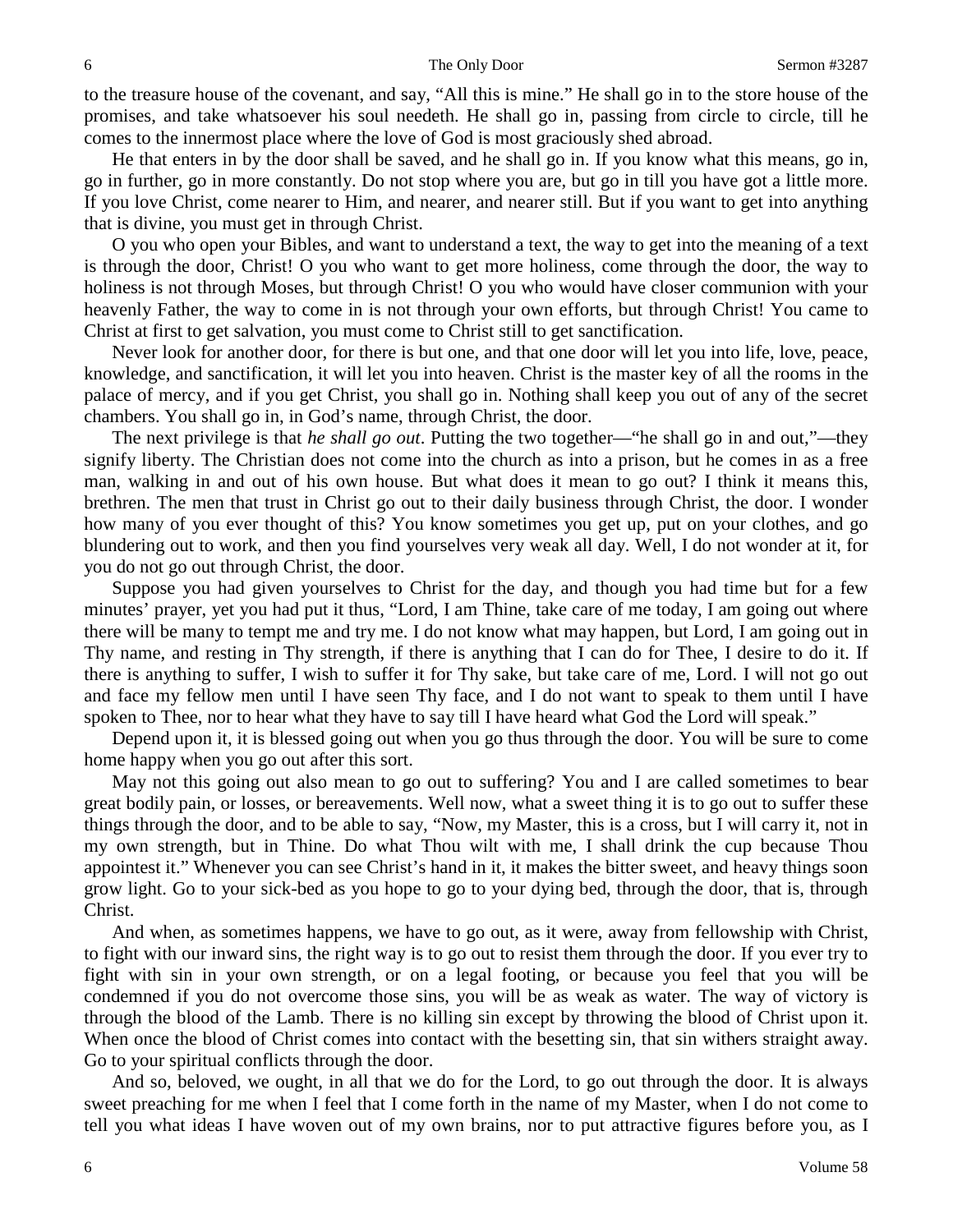to the treasure house of the covenant, and say, "All this is mine." He shall go in to the store house of the promises, and take whatsoever his soul needeth. He shall go in, passing from circle to circle, till he comes to the innermost place where the love of God is most graciously shed abroad.

He that enters in by the door shall be saved, and he shall go in. If you know what this means, go in, go in further, go in more constantly. Do not stop where you are, but go in till you have got a little more. If you love Christ, come nearer to Him, and nearer, and nearer still. But if you want to get into anything that is divine, you must get in through Christ.

O you who open your Bibles, and want to understand a text, the way to get into the meaning of a text is through the door, Christ! O you who want to get more holiness, come through the door, the way to holiness is not through Moses, but through Christ! O you who would have closer communion with your heavenly Father, the way to come in is not through your own efforts, but through Christ! You came to Christ at first to get salvation, you must come to Christ still to get sanctification.

Never look for another door, for there is but one, and that one door will let you into life, love, peace, knowledge, and sanctification, it will let you into heaven. Christ is the master key of all the rooms in the palace of mercy, and if you get Christ, you shall go in. Nothing shall keep you out of any of the secret chambers. You shall go in, in God's name, through Christ, the door.

The next privilege is that *he shall go out*. Putting the two together—"he shall go in and out,"—they signify liberty. The Christian does not come into the church as into a prison, but he comes in as a free man, walking in and out of his own house. But what does it mean to go out? I think it means this, brethren. The men that trust in Christ go out to their daily business through Christ, the door. I wonder how many of you ever thought of this? You know sometimes you get up, put on your clothes, and go blundering out to work, and then you find yourselves very weak all day. Well, I do not wonder at it, for you do not go out through Christ, the door.

Suppose you had given yourselves to Christ for the day, and though you had time but for a few minutes' prayer, yet you had put it thus, "Lord, I am Thine, take care of me today, I am going out where there will be many to tempt me and try me. I do not know what may happen, but Lord, I am going out in Thy name, and resting in Thy strength, if there is anything that I can do for Thee, I desire to do it. If there is anything to suffer, I wish to suffer it for Thy sake, but take care of me, Lord. I will not go out and face my fellow men until I have seen Thy face, and I do not want to speak to them until I have spoken to Thee, nor to hear what they have to say till I have heard what God the Lord will speak."

Depend upon it, it is blessed going out when you go thus through the door. You will be sure to come home happy when you go out after this sort.

May not this going out also mean to go out to suffering? You and I are called sometimes to bear great bodily pain, or losses, or bereavements. Well now, what a sweet thing it is to go out to suffer these things through the door, and to be able to say, "Now, my Master, this is a cross, but I will carry it, not in my own strength, but in Thine. Do what Thou wilt with me, I shall drink the cup because Thou appointest it." Whenever you can see Christ's hand in it, it makes the bitter sweet, and heavy things soon grow light. Go to your sick-bed as you hope to go to your dying bed, through the door, that is, through Christ.

And when, as sometimes happens, we have to go out, as it were, away from fellowship with Christ, to fight with our inward sins, the right way is to go out to resist them through the door. If you ever try to fight with sin in your own strength, or on a legal footing, or because you feel that you will be condemned if you do not overcome those sins, you will be as weak as water. The way of victory is through the blood of the Lamb. There is no killing sin except by throwing the blood of Christ upon it. When once the blood of Christ comes into contact with the besetting sin, that sin withers straight away. Go to your spiritual conflicts through the door.

And so, beloved, we ought, in all that we do for the Lord, to go out through the door. It is always sweet preaching for me when I feel that I come forth in the name of my Master, when I do not come to tell you what ideas I have woven out of my own brains, nor to put attractive figures before you, as I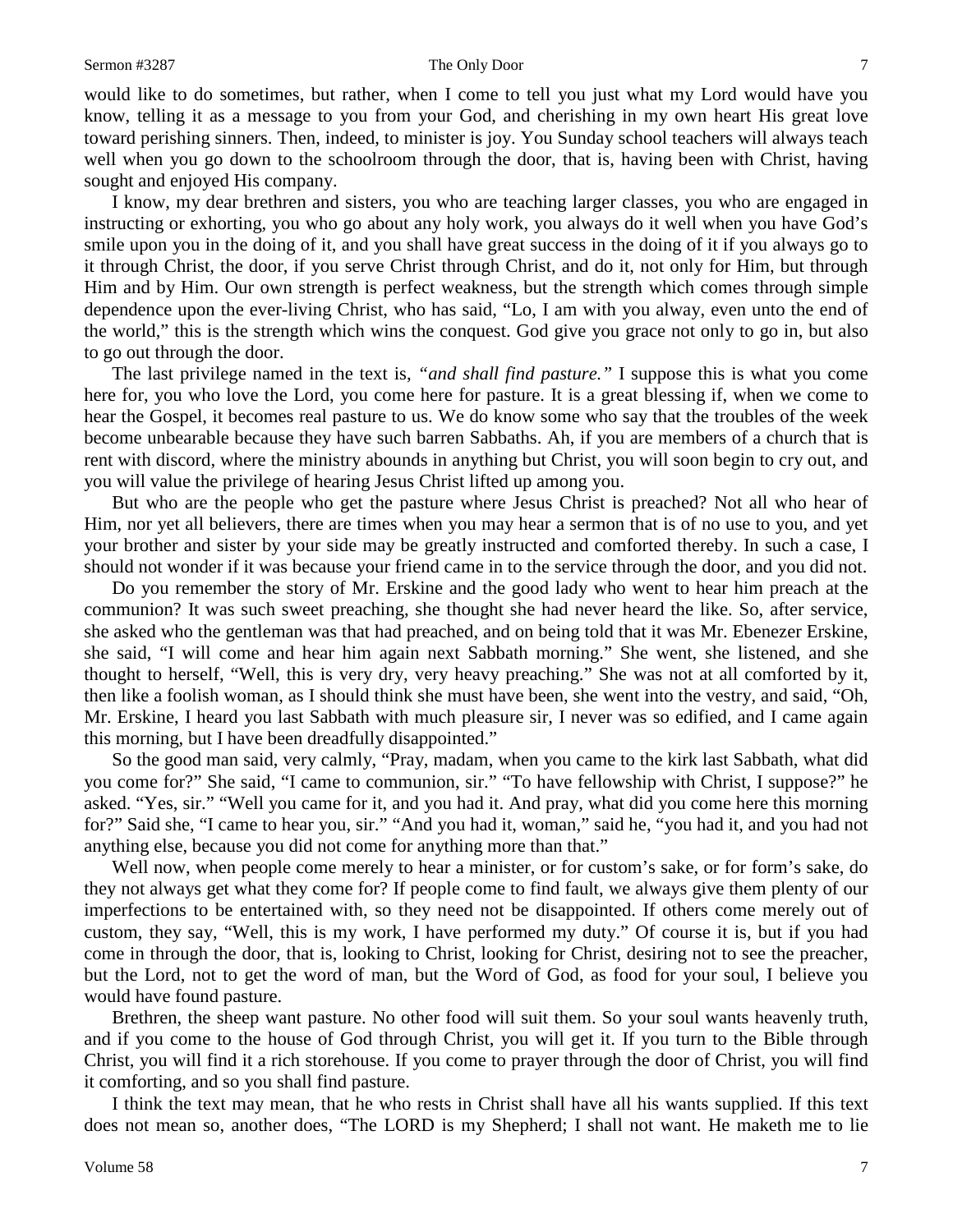would like to do sometimes, but rather, when I come to tell you just what my Lord would have you know, telling it as a message to you from your God, and cherishing in my own heart His great love toward perishing sinners. Then, indeed, to minister is joy. You Sunday school teachers will always teach well when you go down to the schoolroom through the door, that is, having been with Christ, having sought and enjoyed His company.

I know, my dear brethren and sisters, you who are teaching larger classes, you who are engaged in instructing or exhorting, you who go about any holy work, you always do it well when you have God's smile upon you in the doing of it, and you shall have great success in the doing of it if you always go to it through Christ, the door, if you serve Christ through Christ, and do it, not only for Him, but through Him and by Him. Our own strength is perfect weakness, but the strength which comes through simple dependence upon the ever-living Christ, who has said, "Lo, I am with you alway, even unto the end of the world," this is the strength which wins the conquest. God give you grace not only to go in, but also to go out through the door.

The last privilege named in the text is, *"and shall find pasture."* I suppose this is what you come here for, you who love the Lord, you come here for pasture. It is a great blessing if, when we come to hear the Gospel, it becomes real pasture to us. We do know some who say that the troubles of the week become unbearable because they have such barren Sabbaths. Ah, if you are members of a church that is rent with discord, where the ministry abounds in anything but Christ, you will soon begin to cry out, and you will value the privilege of hearing Jesus Christ lifted up among you.

But who are the people who get the pasture where Jesus Christ is preached? Not all who hear of Him, nor yet all believers, there are times when you may hear a sermon that is of no use to you, and yet your brother and sister by your side may be greatly instructed and comforted thereby. In such a case, I should not wonder if it was because your friend came in to the service through the door, and you did not.

Do you remember the story of Mr. Erskine and the good lady who went to hear him preach at the communion? It was such sweet preaching, she thought she had never heard the like. So, after service, she asked who the gentleman was that had preached, and on being told that it was Mr. Ebenezer Erskine, she said, "I will come and hear him again next Sabbath morning." She went, she listened, and she thought to herself, "Well, this is very dry, very heavy preaching." She was not at all comforted by it, then like a foolish woman, as I should think she must have been, she went into the vestry, and said, "Oh, Mr. Erskine, I heard you last Sabbath with much pleasure sir, I never was so edified, and I came again this morning, but I have been dreadfully disappointed."

So the good man said, very calmly, "Pray, madam, when you came to the kirk last Sabbath, what did you come for?" She said, "I came to communion, sir." "To have fellowship with Christ, I suppose?" he asked. "Yes, sir." "Well you came for it, and you had it. And pray, what did you come here this morning for?" Said she, "I came to hear you, sir." "And you had it, woman," said he, "you had it, and you had not anything else, because you did not come for anything more than that."

Well now, when people come merely to hear a minister, or for custom's sake, or for form's sake, do they not always get what they come for? If people come to find fault, we always give them plenty of our imperfections to be entertained with, so they need not be disappointed. If others come merely out of custom, they say, "Well, this is my work, I have performed my duty." Of course it is, but if you had come in through the door, that is, looking to Christ, looking for Christ, desiring not to see the preacher, but the Lord, not to get the word of man, but the Word of God, as food for your soul, I believe you would have found pasture.

Brethren, the sheep want pasture. No other food will suit them. So your soul wants heavenly truth, and if you come to the house of God through Christ, you will get it. If you turn to the Bible through Christ, you will find it a rich storehouse. If you come to prayer through the door of Christ, you will find it comforting, and so you shall find pasture.

I think the text may mean, that he who rests in Christ shall have all his wants supplied. If this text does not mean so, another does, "The LORD is my Shepherd; I shall not want. He maketh me to lie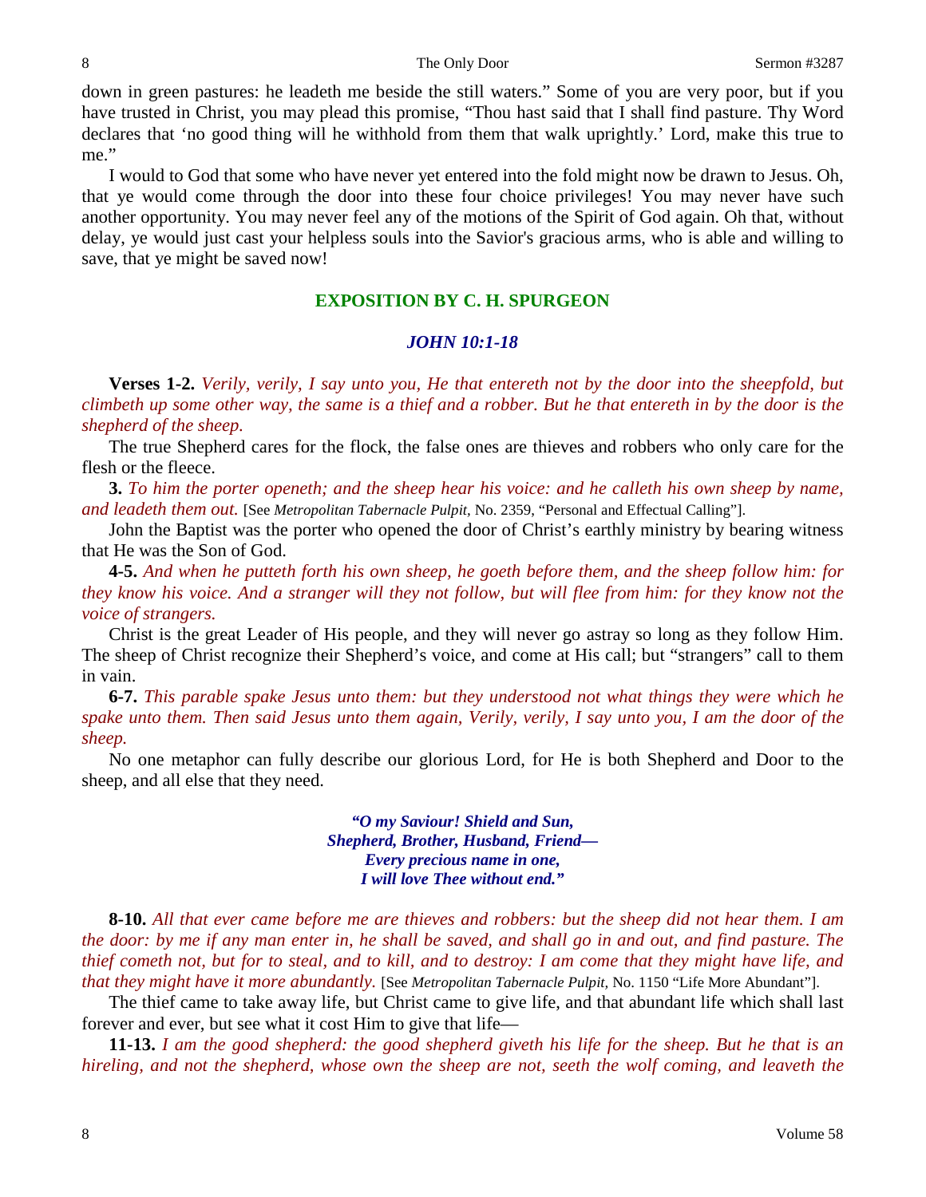down in green pastures: he leadeth me beside the still waters." Some of you are very poor, but if you have trusted in Christ, you may plead this promise, "Thou hast said that I shall find pasture. Thy Word declares that 'no good thing will he withhold from them that walk uprightly.' Lord, make this true to me."

I would to God that some who have never yet entered into the fold might now be drawn to Jesus. Oh, that ye would come through the door into these four choice privileges! You may never have such another opportunity. You may never feel any of the motions of the Spirit of God again. Oh that, without delay, ye would just cast your helpless souls into the Savior's gracious arms, who is able and willing to save, that ye might be saved now!

## EXPOSITION BY C. H. SPURGEON

### *JOHN 10:1-18*

**Verses 1-2.** *Verily, verily, I say unto you, He that entereth not by the door into the sheepfold, but climbeth up some other way, the same is a thief and a robber. But he that entereth in by the door is the shepherd of the sheep.*

The true Shepherd cares for the flock, the false ones are thieves and robbers who only care for the flesh or the fleece.

**3.** *To him the porter openeth; and the sheep hear his voice: and he calleth his own sheep by name, and leadeth them out.* [See *Metropolitan Tabernacle Pulpit,* No. 2359, "Personal and Effectual Calling"].

John the Baptist was the porter who opened the door of Christ's earthly ministry by bearing witness that He was the Son of God.

**4-5.** *And when he putteth forth his own sheep, he goeth before them, and the sheep follow him: for they know his voice. And a stranger will they not follow, but will flee from him: for they know not the voice of strangers.*

Christ is the great Leader of His people, and they will never go astray so long as they follow Him. The sheep of Christ recognize their Shepherd's voice, and come at His call; but "strangers" call to them in vain.

**6-7.** *This parable spake Jesus unto them: but they understood not what things they were which he spake unto them. Then said Jesus unto them again, Verily, verily, I say unto you, I am the door of the sheep.*

No one metaphor can fully describe our glorious Lord, for He is both Shepherd and Door to the sheep, and all else that they need.

> ***"O my Saviour! Shield and Sun,***
> ***Shepherd, Brother, Husband, Friend—***
> ***Every precious name in one,***
> ***I will love Thee without end."***

**8-10.** *All that ever came before me are thieves and robbers: but the sheep did not hear them. I am the door: by me if any man enter in, he shall be saved, and shall go in and out, and find pasture. The thief cometh not, but for to steal, and to kill, and to destroy: I am come that they might have life, and that they might have it more abundantly.* [See *Metropolitan Tabernacle Pulpit,* No. 1150 "Life More Abundant"].

The thief came to take away life, but Christ came to give life, and that abundant life which shall last forever and ever, but see what it cost Him to give that life—

**11-13.** *I am the good shepherd: the good shepherd giveth his life for the sheep. But he that is an hireling, and not the shepherd, whose own the sheep are not, seeth the wolf coming, and leaveth the*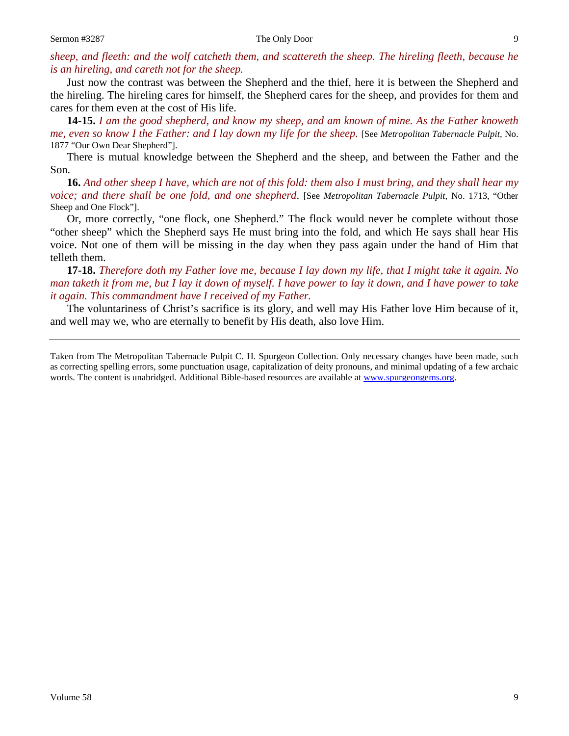*sheep, and fleeth: and the wolf catcheth them, and scattereth the sheep. The hireling fleeth, because he is an hireling, and careth not for the sheep.*

Just now the contrast was between the Shepherd and the thief, here it is between the Shepherd and the hireling. The hireling cares for himself, the Shepherd cares for the sheep, and provides for them and cares for them even at the cost of His life.

**14-15.** *I am the good shepherd, and know my sheep, and am known of mine. As the Father knoweth me, even so know I the Father: and I lay down my life for the sheep.* [See *Metropolitan Tabernacle Pulpit,* No. 1877 "Our Own Dear Shepherd"].

There is mutual knowledge between the Shepherd and the sheep, and between the Father and the Son.

**16.** *And other sheep I have, which are not of this fold: them also I must bring, and they shall hear my voice; and there shall be one fold, and one shepherd*. [See *Metropolitan Tabernacle Pulpit,* No. 1713, "Other Sheep and One Flock"].

Or, more correctly, "one flock, one Shepherd." The flock would never be complete without those "other sheep" which the Shepherd says He must bring into the fold, and which He says shall hear His voice. Not one of them will be missing in the day when they pass again under the hand of Him that telleth them.

**17-18.** *Therefore doth my Father love me, because I lay down my life, that I might take it again. No man taketh it from me, but I lay it down of myself. I have power to lay it down, and I have power to take it again. This commandment have I received of my Father.*

The voluntariness of Christ's sacrifice is its glory, and well may His Father love Him because of it, and well may we, who are eternally to benefit by His death, also love Him.

---

Taken from The Metropolitan Tabernacle Pulpit C. H. Spurgeon Collection. Only necessary changes have been made, such as correcting spelling errors, some punctuation usage, capitalization of deity pronouns, and minimal updating of a few archaic words. The content is unabridged. Additional Bible-based resources are available at www.spurgeongems.org.